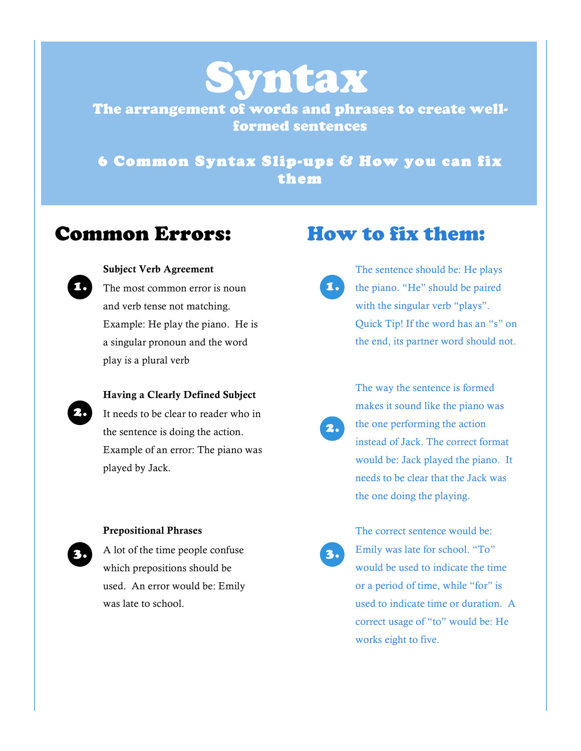# Syntax

**The arrangement of words and phrases to create well-formed sentences**

**6 Common Syntax Slip-ups & How you can fix them**

## Common Errors:

1. **Subject Verb Agreement**
   The most common error is noun and verb tense not matching. Example: He play the piano. He is a singular pronoun and the word play is a plural verb

2. **Having a Clearly Defined Subject**
   It needs to be clear to reader who in the sentence is doing the action. Example of an error: The piano was played by Jack.

3. **Prepositional Phrases**
   A lot of the time people confuse which prepositions should be used. An error would be: Emily was late to school.

## How to fix them:

1. The sentence should be: He plays the piano. "He" should be paired with the singular verb "plays". Quick Tip! If the word has an "s" on the end, its partner word should not.

2. The way the sentence is formed makes it sound like the piano was the one performing the action instead of Jack. The correct format would be: Jack played the piano. It needs to be clear that the Jack was the one doing the playing.

3. The correct sentence would be: Emily was late for school. "To" would be used to indicate the time or a period of time, while "for" is used to indicate time or duration. A correct usage of "to" would be: He works eight to five.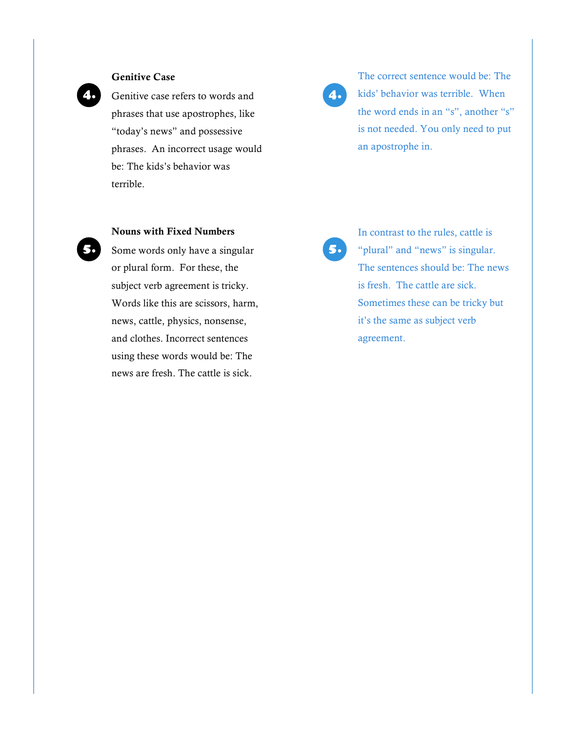**4.**

### Genitive Case

Genitive case refers to words and phrases that use apostrophes, like "today's news" and possessive phrases. An incorrect usage would be: The kids's behavior was terrible.

**4.**

The correct sentence would be: The kids' behavior was terrible. When the word ends in an "s", another "s" is not needed. You only need to put an apostrophe in.

**5.**

### Nouns with Fixed Numbers

Some words only have a singular or plural form. For these, the subject verb agreement is tricky. Words like this are scissors, harm, news, cattle, physics, nonsense, and clothes. Incorrect sentences using these words would be: The news are fresh. The cattle is sick.

**5.**

In contrast to the rules, cattle is "plural" and "news" is singular. The sentences should be: The news is fresh. The cattle are sick. Sometimes these can be tricky but it's the same as subject verb agreement.